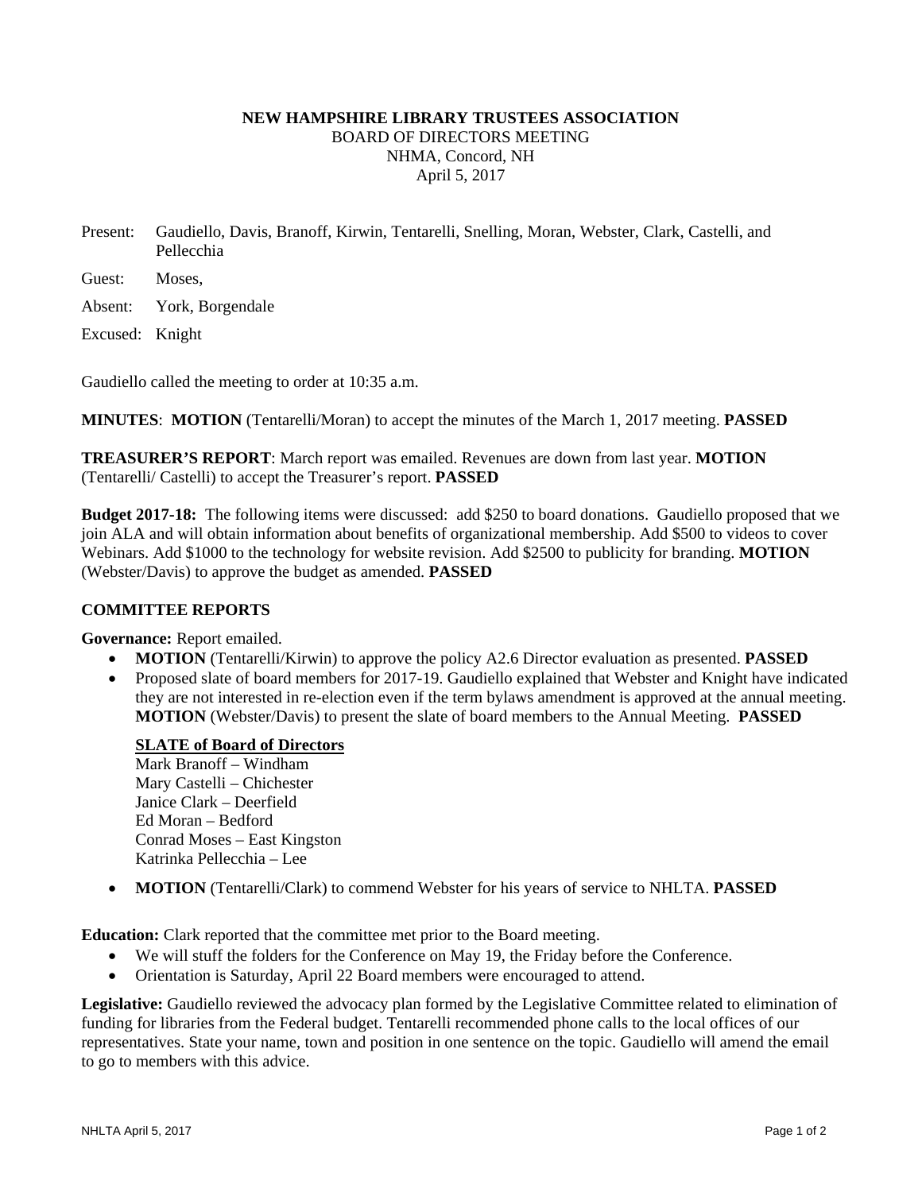**NEW HAMPSHIRE LIBRARY TRUSTEES ASSOCIATION**
BOARD OF DIRECTORS MEETING
NHMA, Concord, NH
April 5, 2017

Present: Gaudiello, Davis, Branoff, Kirwin, Tentarelli, Snelling, Moran, Webster, Clark, Castelli, and Pellecchia

Guest: Moses,

Absent: York, Borgendale

Excused: Knight

Gaudiello called the meeting to order at 10:35 a.m.

**MINUTES**: **MOTION** (Tentarelli/Moran) to accept the minutes of the March 1, 2017 meeting. **PASSED**

**TREASURER'S REPORT**: March report was emailed. Revenues are down from last year. **MOTION** (Tentarelli/ Castelli) to accept the Treasurer's report. **PASSED**

**Budget 2017-18:** The following items were discussed: add $250 to board donations. Gaudiello proposed that we join ALA and will obtain information about benefits of organizational membership. Add $500 to videos to cover Webinars. Add $1000 to the technology for website revision. Add $2500 to publicity for branding. **MOTION** (Webster/Davis) to approve the budget as amended. **PASSED**

**COMMITTEE REPORTS**

**Governance:** Report emailed.

- **MOTION** (Tentarelli/Kirwin) to approve the policy A2.6 Director evaluation as presented. **PASSED**
- Proposed slate of board members for 2017-19. Gaudiello explained that Webster and Knight have indicated they are not interested in re-election even if the term bylaws amendment is approved at the annual meeting. **MOTION** (Webster/Davis) to present the slate of board members to the Annual Meeting. **PASSED**

  **SLATE of Board of Directors**
  Mark Branoff – Windham
  Mary Castelli – Chichester
  Janice Clark – Deerfield
  Ed Moran – Bedford
  Conrad Moses – East Kingston
  Katrinka Pellecchia – Lee

- **MOTION** (Tentarelli/Clark) to commend Webster for his years of service to NHLTA. **PASSED**

**Education:** Clark reported that the committee met prior to the Board meeting.

- We will stuff the folders for the Conference on May 19, the Friday before the Conference.
- Orientation is Saturday, April 22 Board members were encouraged to attend.

**Legislative:** Gaudiello reviewed the advocacy plan formed by the Legislative Committee related to elimination of funding for libraries from the Federal budget. Tentarelli recommended phone calls to the local offices of our representatives. State your name, town and position in one sentence on the topic. Gaudiello will amend the email to go to members with this advice.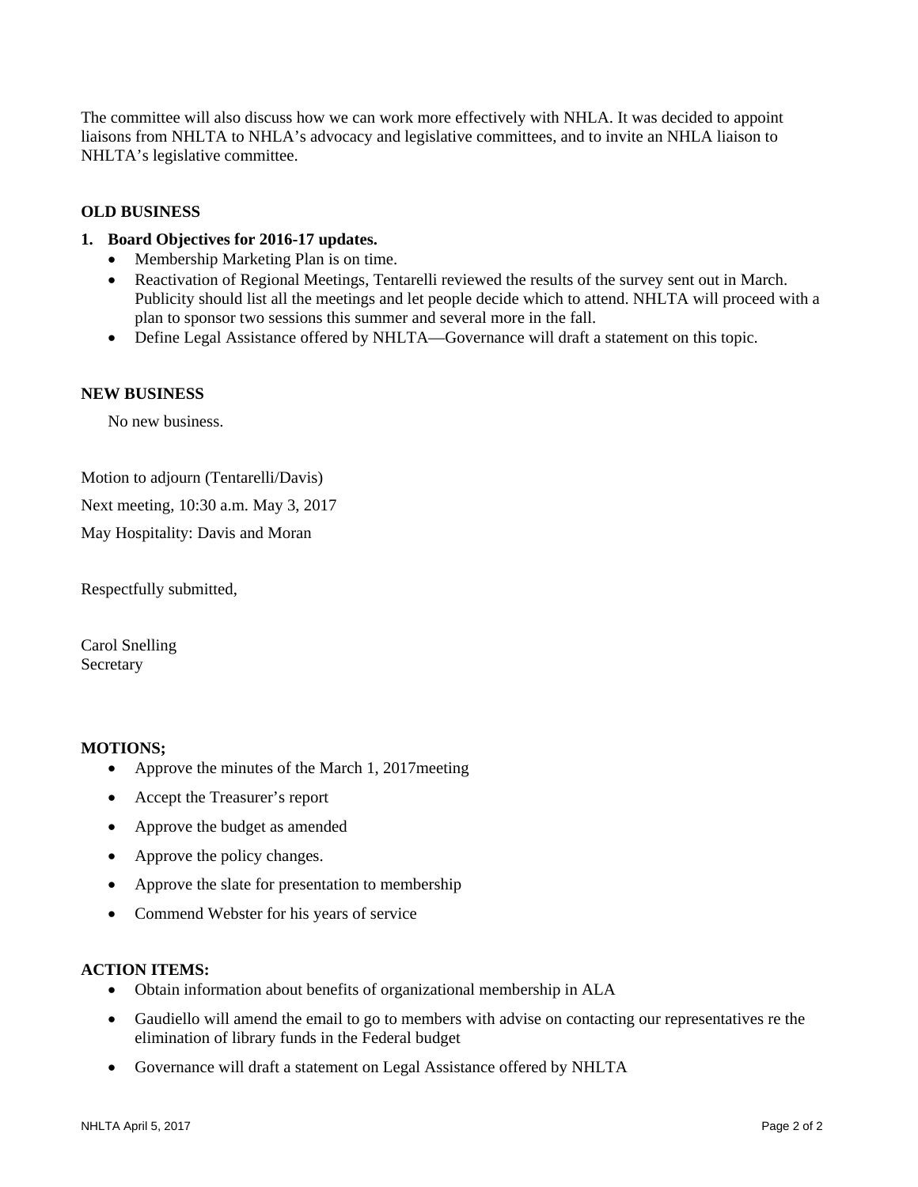The committee will also discuss how we can work more effectively with NHLA. It was decided to appoint liaisons from NHLTA to NHLA's advocacy and legislative committees, and to invite an NHLA liaison to NHLTA's legislative committee.

**OLD BUSINESS**

1. **Board Objectives for 2016-17 updates.**
   - Membership Marketing Plan is on time.
   - Reactivation of Regional Meetings, Tentarelli reviewed the results of the survey sent out in March. Publicity should list all the meetings and let people decide which to attend. NHLTA will proceed with a plan to sponsor two sessions this summer and several more in the fall.
   - Define Legal Assistance offered by NHLTA—Governance will draft a statement on this topic.

**NEW BUSINESS**

No new business.

Motion to adjourn (Tentarelli/Davis)

Next meeting, 10:30 a.m. May 3, 2017

May Hospitality: Davis and Moran

Respectfully submitted,

Carol Snelling
Secretary

**MOTIONS;**

- Approve the minutes of the March 1, 2017meeting
- Accept the Treasurer's report
- Approve the budget as amended
- Approve the policy changes.
- Approve the slate for presentation to membership
- Commend Webster for his years of service

**ACTION ITEMS:**

- Obtain information about benefits of organizational membership in ALA
- Gaudiello will amend the email to go to members with advise on contacting our representatives re the elimination of library funds in the Federal budget
- Governance will draft a statement on Legal Assistance offered by NHLTA